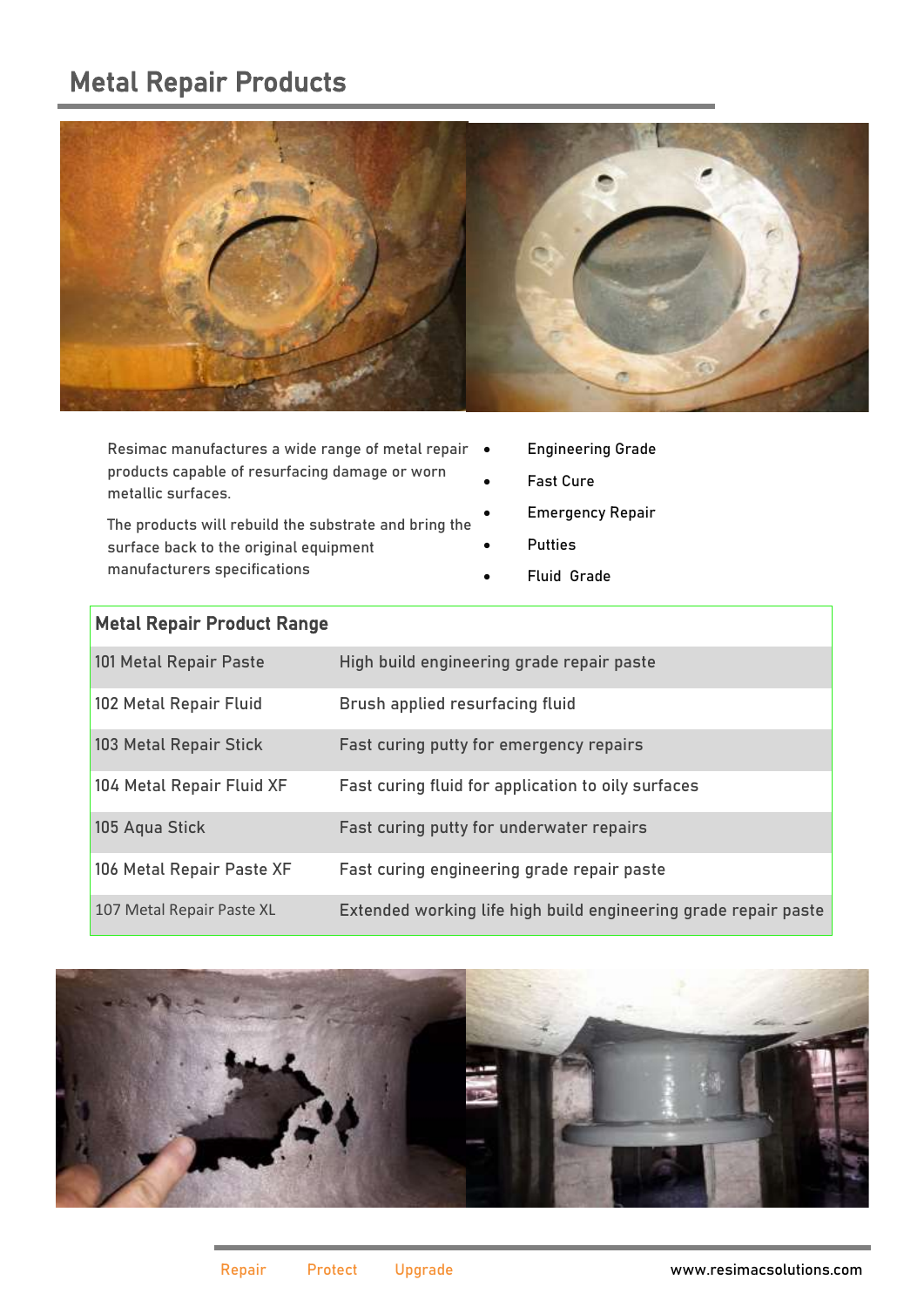# Metal Repair Products

Resimac manufactures a wide range of metal repair products capable of resurfacing damage or worn metallic surfaces.

The products will rebuild the substrate and bring the surface back to the original equipment manufacturers specifications

- Engineering Grade
- Fast Cure
- Emergency Repair
- Putties
- Fluid Grade

| Metal Repair Product Range | |
|---|---|
| 101 Metal Repair Paste | High build engineering grade repair paste |
| 102 Metal Repair Fluid | Brush applied resurfacing fluid |
| 103 Metal Repair Stick | Fast curing putty for emergency repairs |
| 104 Metal Repair Fluid XF | Fast curing fluid for application to oily surfaces |
| 105 Aqua Stick | Fast curing putty for underwater repairs |
| 106 Metal Repair Paste XF | Fast curing engineering grade repair paste |
| 107 Metal Repair Paste XL | Extended working life high build engineering grade repair paste |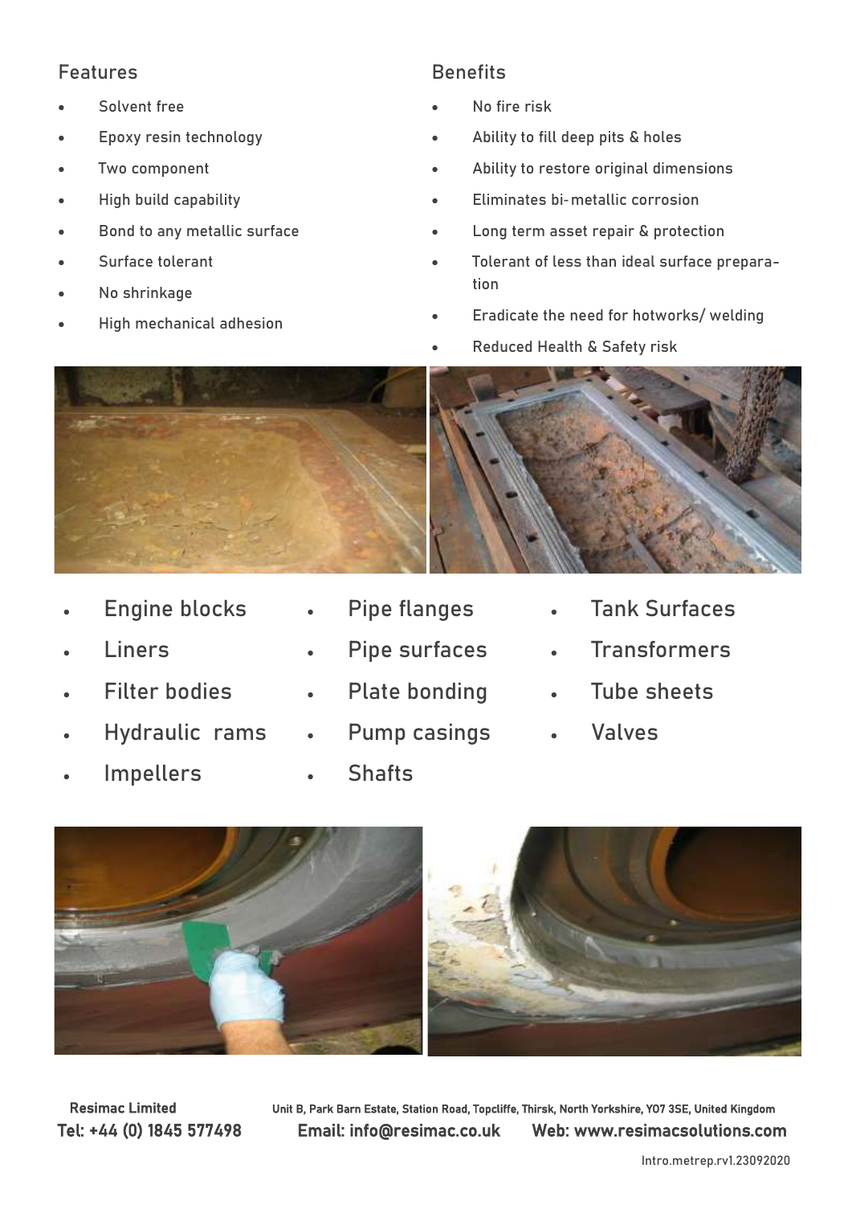## Features

- Solvent free
- Epoxy resin technology
- Two component
- High build capability
- Bond to any metallic surface
- Surface tolerant
- No shrinkage
- High mechanical adhesion

## Benefits

- No fire risk
- Ability to fill deep pits & holes
- Ability to restore original dimensions
- Eliminates bi-metallic corrosion
- Long term asset repair & protection
- Tolerant of less than ideal surface preparation
- Eradicate the need for hotworks/ welding
- Reduced Health & Safety risk

- Engine blocks
- Liners
- Filter bodies
- Hydraulic rams
- Impellers
- Pipe flanges
- Pipe surfaces
- Plate bonding
- Pump casings
- Shafts
- Tank Surfaces
- Transformers
- Tube sheets
- Valves

**Resimac Limited**
Unit B, Park Barn Estate, Station Road, Topcliffe, Thirsk, North Yorkshire, YO7 3SE, United Kingdom

**Tel: +44 (0) 1845 577498** **Email: info@resimac.co.uk** **Web: www.resimacsolutions.com**

Intro.metrep.rv1.23092020